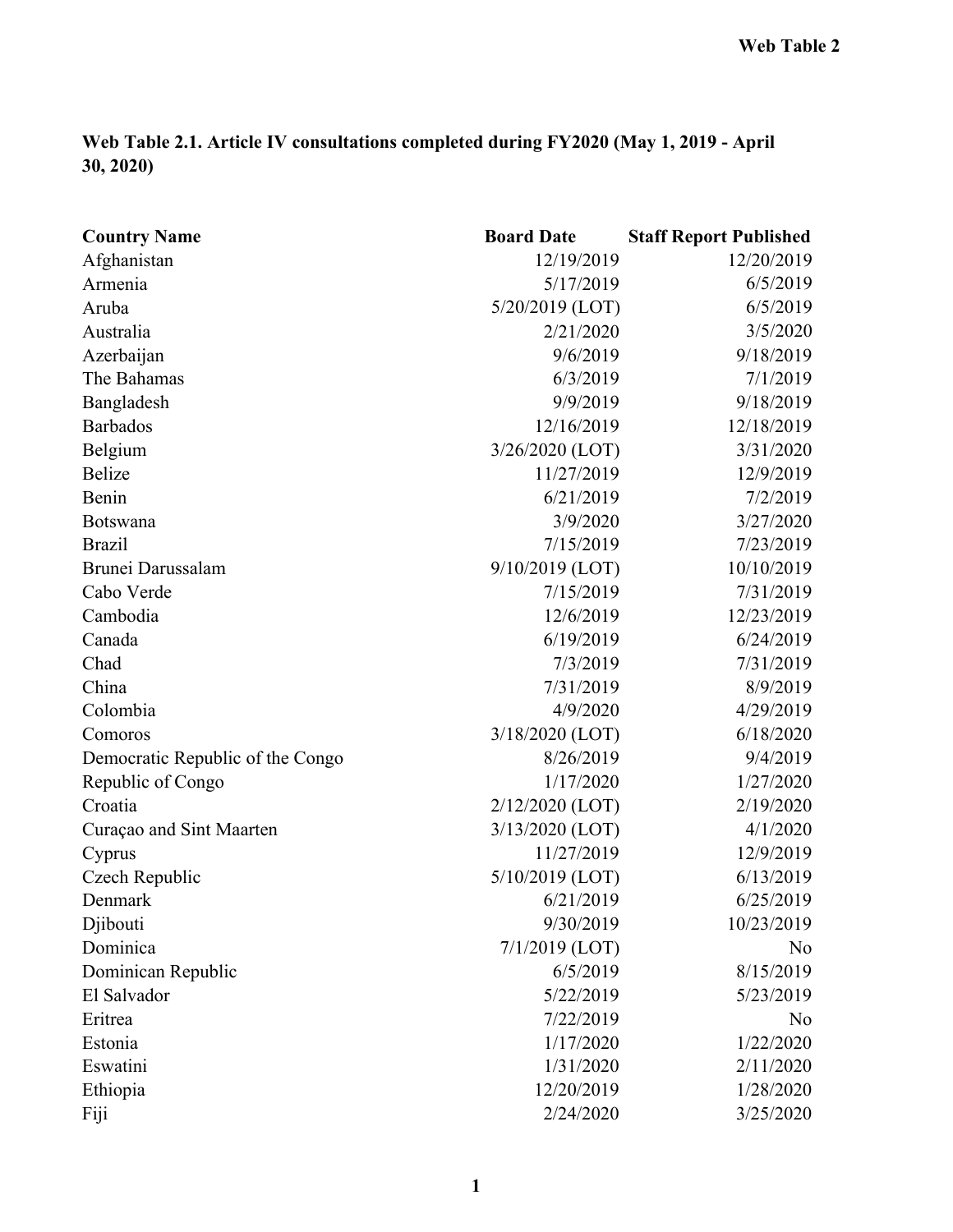Web Table 2

**Web Table 2.1. Article IV consultations completed during FY2020 (May 1, 2019 - April 30, 2020)**

| Country Name | Board Date | Staff Report Published |
|---|---|---|
| Afghanistan | 12/19/2019 | 12/20/2019 |
| Armenia | 5/17/2019 | 6/5/2019 |
| Aruba | 5/20/2019 (LOT) | 6/5/2019 |
| Australia | 2/21/2020 | 3/5/2020 |
| Azerbaijan | 9/6/2019 | 9/18/2019 |
| The Bahamas | 6/3/2019 | 7/1/2019 |
| Bangladesh | 9/9/2019 | 9/18/2019 |
| Barbados | 12/16/2019 | 12/18/2019 |
| Belgium | 3/26/2020 (LOT) | 3/31/2020 |
| Belize | 11/27/2019 | 12/9/2019 |
| Benin | 6/21/2019 | 7/2/2019 |
| Botswana | 3/9/2020 | 3/27/2020 |
| Brazil | 7/15/2019 | 7/23/2019 |
| Brunei Darussalam | 9/10/2019 (LOT) | 10/10/2019 |
| Cabo Verde | 7/15/2019 | 7/31/2019 |
| Cambodia | 12/6/2019 | 12/23/2019 |
| Canada | 6/19/2019 | 6/24/2019 |
| Chad | 7/3/2019 | 7/31/2019 |
| China | 7/31/2019 | 8/9/2019 |
| Colombia | 4/9/2020 | 4/29/2019 |
| Comoros | 3/18/2020 (LOT) | 6/18/2020 |
| Democratic Republic of the Congo | 8/26/2019 | 9/4/2019 |
| Republic of Congo | 1/17/2020 | 1/27/2020 |
| Croatia | 2/12/2020 (LOT) | 2/19/2020 |
| Curaçao and Sint Maarten | 3/13/2020 (LOT) | 4/1/2020 |
| Cyprus | 11/27/2019 | 12/9/2019 |
| Czech Republic | 5/10/2019 (LOT) | 6/13/2019 |
| Denmark | 6/21/2019 | 6/25/2019 |
| Djibouti | 9/30/2019 | 10/23/2019 |
| Dominica | 7/1/2019 (LOT) | No |
| Dominican Republic | 6/5/2019 | 8/15/2019 |
| El Salvador | 5/22/2019 | 5/23/2019 |
| Eritrea | 7/22/2019 | No |
| Estonia | 1/17/2020 | 1/22/2020 |
| Eswatini | 1/31/2020 | 2/11/2020 |
| Ethiopia | 12/20/2019 | 1/28/2020 |
| Fiji | 2/24/2020 | 3/25/2020 |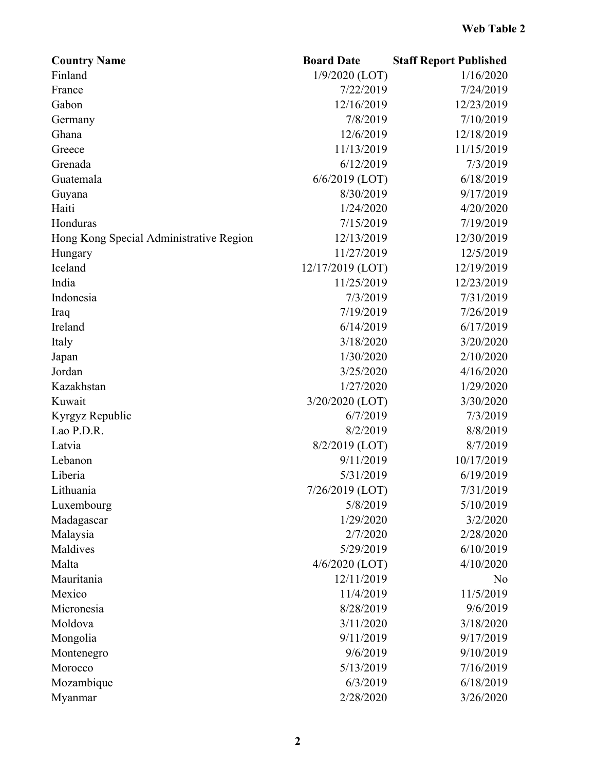**Web Table 2**

| Country Name | Board Date | Staff Report Published |
|---|---|---|
| Finland | 1/9/2020 (LOT) | 1/16/2020 |
| France | 7/22/2019 | 7/24/2019 |
| Gabon | 12/16/2019 | 12/23/2019 |
| Germany | 7/8/2019 | 7/10/2019 |
| Ghana | 12/6/2019 | 12/18/2019 |
| Greece | 11/13/2019 | 11/15/2019 |
| Grenada | 6/12/2019 | 7/3/2019 |
| Guatemala | 6/6/2019 (LOT) | 6/18/2019 |
| Guyana | 8/30/2019 | 9/17/2019 |
| Haiti | 1/24/2020 | 4/20/2020 |
| Honduras | 7/15/2019 | 7/19/2019 |
| Hong Kong Special Administrative Region | 12/13/2019 | 12/30/2019 |
| Hungary | 11/27/2019 | 12/5/2019 |
| Iceland | 12/17/2019 (LOT) | 12/19/2019 |
| India | 11/25/2019 | 12/23/2019 |
| Indonesia | 7/3/2019 | 7/31/2019 |
| Iraq | 7/19/2019 | 7/26/2019 |
| Ireland | 6/14/2019 | 6/17/2019 |
| Italy | 3/18/2020 | 3/20/2020 |
| Japan | 1/30/2020 | 2/10/2020 |
| Jordan | 3/25/2020 | 4/16/2020 |
| Kazakhstan | 1/27/2020 | 1/29/2020 |
| Kuwait | 3/20/2020 (LOT) | 3/30/2020 |
| Kyrgyz Republic | 6/7/2019 | 7/3/2019 |
| Lao P.D.R. | 8/2/2019 | 8/8/2019 |
| Latvia | 8/2/2019 (LOT) | 8/7/2019 |
| Lebanon | 9/11/2019 | 10/17/2019 |
| Liberia | 5/31/2019 | 6/19/2019 |
| Lithuania | 7/26/2019 (LOT) | 7/31/2019 |
| Luxembourg | 5/8/2019 | 5/10/2019 |
| Madagascar | 1/29/2020 | 3/2/2020 |
| Malaysia | 2/7/2020 | 2/28/2020 |
| Maldives | 5/29/2019 | 6/10/2019 |
| Malta | 4/6/2020 (LOT) | 4/10/2020 |
| Mauritania | 12/11/2019 | No |
| Mexico | 11/4/2019 | 11/5/2019 |
| Micronesia | 8/28/2019 | 9/6/2019 |
| Moldova | 3/11/2020 | 3/18/2020 |
| Mongolia | 9/11/2019 | 9/17/2019 |
| Montenegro | 9/6/2019 | 9/10/2019 |
| Morocco | 5/13/2019 | 7/16/2019 |
| Mozambique | 6/3/2019 | 6/18/2019 |
| Myanmar | 2/28/2020 | 3/26/2020 |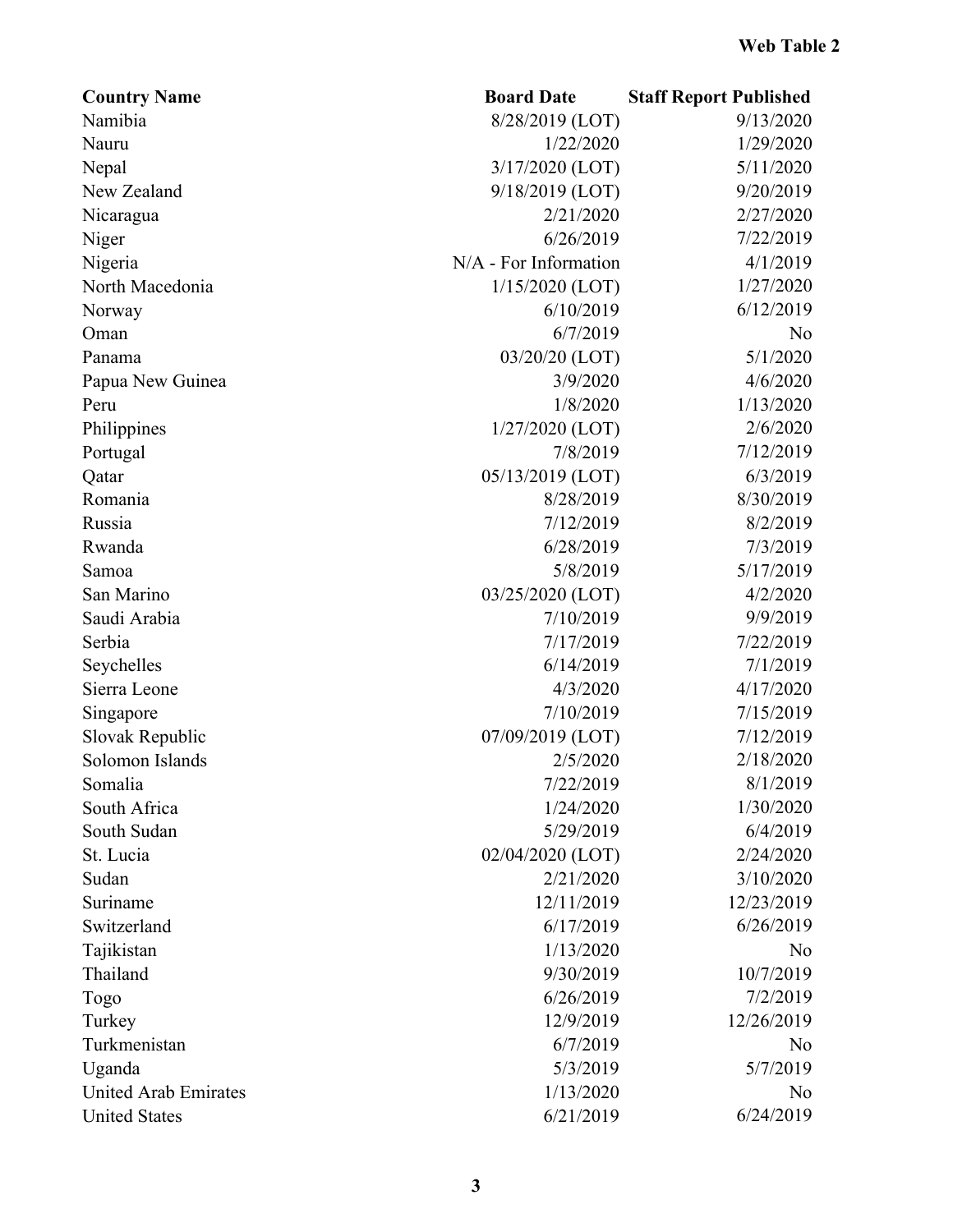**Web Table 2**

| Country Name | Board Date | Staff Report Published |
|---|---|---|
| Namibia | 8/28/2019 (LOT) | 9/13/2020 |
| Nauru | 1/22/2020 | 1/29/2020 |
| Nepal | 3/17/2020 (LOT) | 5/11/2020 |
| New Zealand | 9/18/2019 (LOT) | 9/20/2019 |
| Nicaragua | 2/21/2020 | 2/27/2020 |
| Niger | 6/26/2019 | 7/22/2019 |
| Nigeria | N/A - For Information | 4/1/2019 |
| North Macedonia | 1/15/2020 (LOT) | 1/27/2020 |
| Norway | 6/10/2019 | 6/12/2019 |
| Oman | 6/7/2019 | No |
| Panama | 03/20/20 (LOT) | 5/1/2020 |
| Papua New Guinea | 3/9/2020 | 4/6/2020 |
| Peru | 1/8/2020 | 1/13/2020 |
| Philippines | 1/27/2020 (LOT) | 2/6/2020 |
| Portugal | 7/8/2019 | 7/12/2019 |
| Qatar | 05/13/2019 (LOT) | 6/3/2019 |
| Romania | 8/28/2019 | 8/30/2019 |
| Russia | 7/12/2019 | 8/2/2019 |
| Rwanda | 6/28/2019 | 7/3/2019 |
| Samoa | 5/8/2019 | 5/17/2019 |
| San Marino | 03/25/2020 (LOT) | 4/2/2020 |
| Saudi Arabia | 7/10/2019 | 9/9/2019 |
| Serbia | 7/17/2019 | 7/22/2019 |
| Seychelles | 6/14/2019 | 7/1/2019 |
| Sierra Leone | 4/3/2020 | 4/17/2020 |
| Singapore | 7/10/2019 | 7/15/2019 |
| Slovak Republic | 07/09/2019 (LOT) | 7/12/2019 |
| Solomon Islands | 2/5/2020 | 2/18/2020 |
| Somalia | 7/22/2019 | 8/1/2019 |
| South Africa | 1/24/2020 | 1/30/2020 |
| South Sudan | 5/29/2019 | 6/4/2019 |
| St. Lucia | 02/04/2020 (LOT) | 2/24/2020 |
| Sudan | 2/21/2020 | 3/10/2020 |
| Suriname | 12/11/2019 | 12/23/2019 |
| Switzerland | 6/17/2019 | 6/26/2019 |
| Tajikistan | 1/13/2020 | No |
| Thailand | 9/30/2019 | 10/7/2019 |
| Togo | 6/26/2019 | 7/2/2019 |
| Turkey | 12/9/2019 | 12/26/2019 |
| Turkmenistan | 6/7/2019 | No |
| Uganda | 5/3/2019 | 5/7/2019 |
| United Arab Emirates | 1/13/2020 | No |
| United States | 6/21/2019 | 6/24/2019 |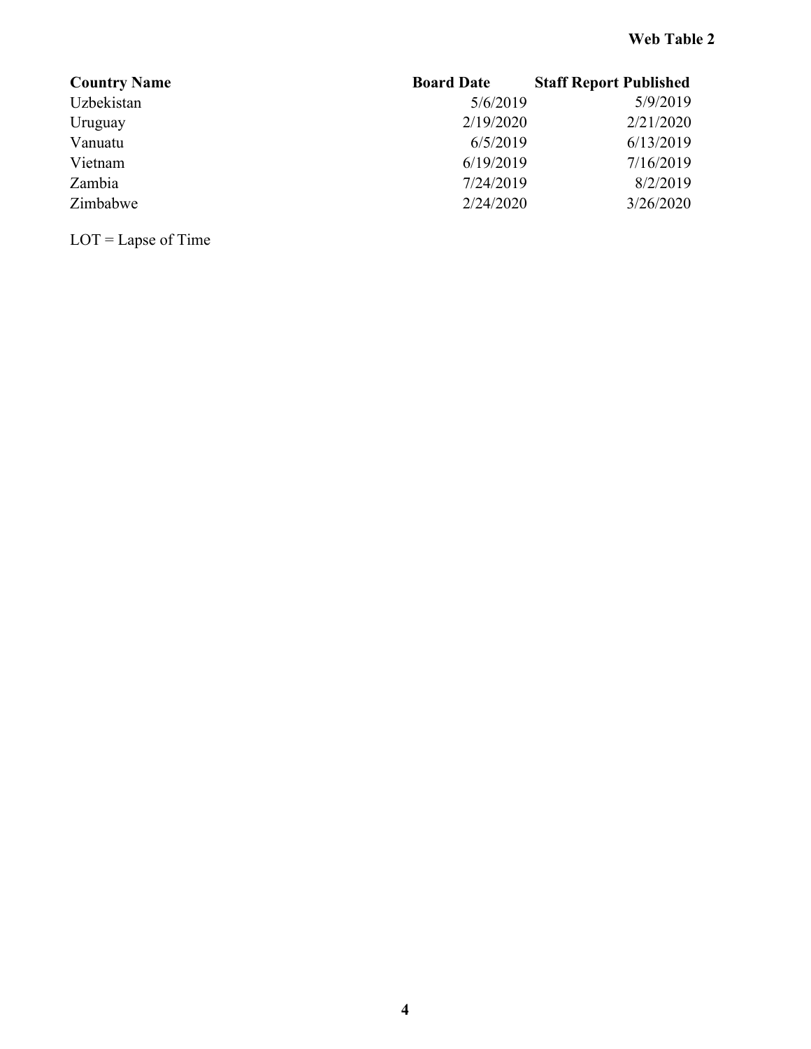**Web Table 2**

| Country Name | Board Date | Staff Report Published |
| --- | --- | --- |
| Uzbekistan | 5/6/2019 | 5/9/2019 |
| Uruguay | 2/19/2020 | 2/21/2020 |
| Vanuatu | 6/5/2019 | 6/13/2019 |
| Vietnam | 6/19/2019 | 7/16/2019 |
| Zambia | 7/24/2019 | 8/2/2019 |
| Zimbabwe | 2/24/2020 | 3/26/2020 |

LOT = Lapse of Time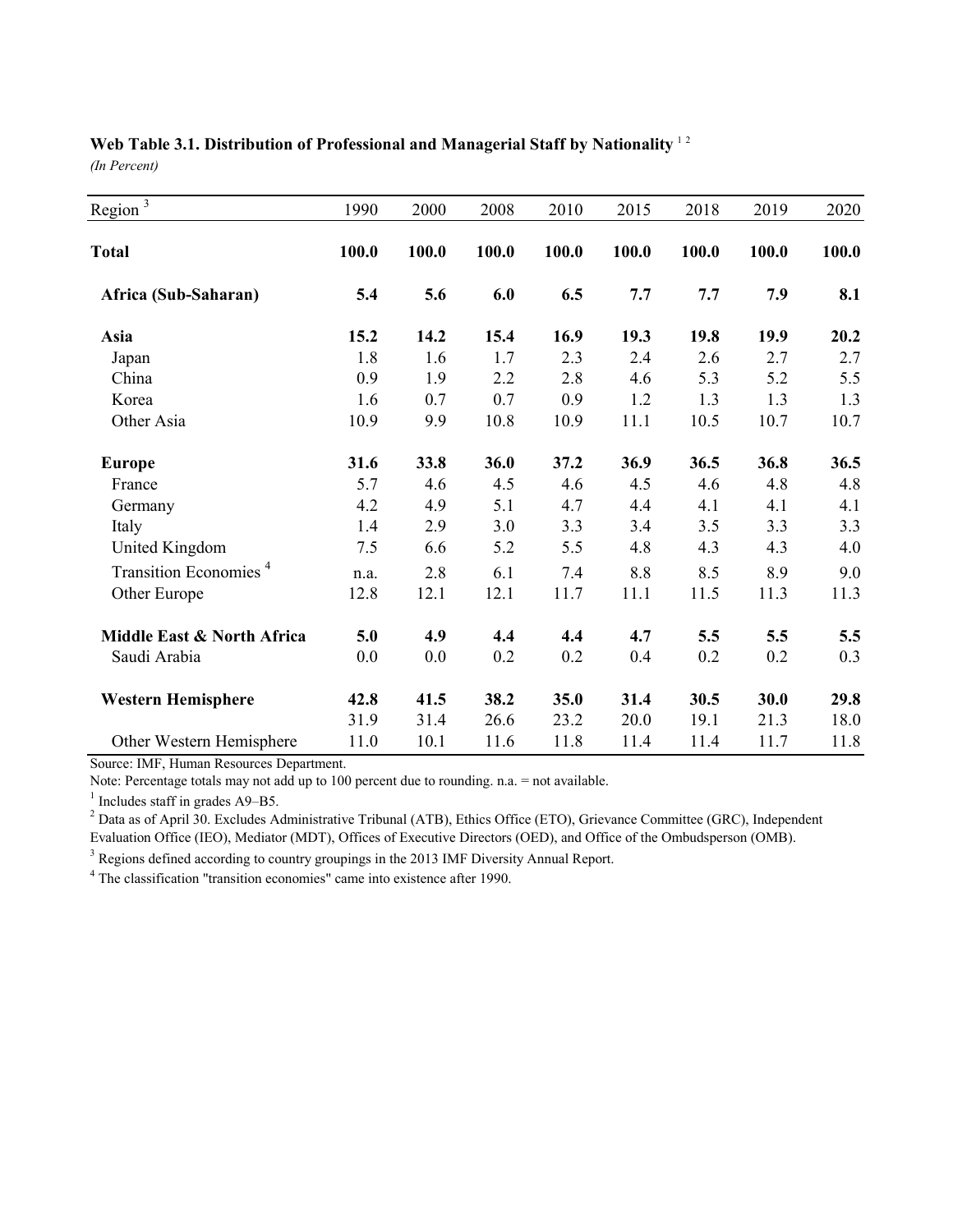**Web Table 3.1. Distribution of Professional and Managerial Staff by Nationality** [1 2]

*(In Percent)*

| Region [3] | 1990 | 2000 | 2008 | 2010 | 2015 | 2018 | 2019 | 2020 |
|---|---|---|---|---|---|---|---|---|
| **Total** | **100.0** | **100.0** | **100.0** | **100.0** | **100.0** | **100.0** | **100.0** | **100.0** |
| **Africa (Sub-Saharan)** | **5.4** | **5.6** | **6.0** | **6.5** | **7.7** | **7.7** | **7.9** | **8.1** |
| **Asia** | **15.2** | **14.2** | **15.4** | **16.9** | **19.3** | **19.8** | **19.9** | **20.2** |
| Japan | 1.8 | 1.6 | 1.7 | 2.3 | 2.4 | 2.6 | 2.7 | 2.7 |
| China | 0.9 | 1.9 | 2.2 | 2.8 | 4.6 | 5.3 | 5.2 | 5.5 |
| Korea | 1.6 | 0.7 | 0.7 | 0.9 | 1.2 | 1.3 | 1.3 | 1.3 |
| Other Asia | 10.9 | 9.9 | 10.8 | 10.9 | 11.1 | 10.5 | 10.7 | 10.7 |
| **Europe** | **31.6** | **33.8** | **36.0** | **37.2** | **36.9** | **36.5** | **36.8** | **36.5** |
| France | 5.7 | 4.6 | 4.5 | 4.6 | 4.5 | 4.6 | 4.8 | 4.8 |
| Germany | 4.2 | 4.9 | 5.1 | 4.7 | 4.4 | 4.1 | 4.1 | 4.1 |
| Italy | 1.4 | 2.9 | 3.0 | 3.3 | 3.4 | 3.5 | 3.3 | 3.3 |
| United Kingdom | 7.5 | 6.6 | 5.2 | 5.5 | 4.8 | 4.3 | 4.3 | 4.0 |
| Transition Economies [4] | n.a. | 2.8 | 6.1 | 7.4 | 8.8 | 8.5 | 8.9 | 9.0 |
| Other Europe | 12.8 | 12.1 | 12.1 | 11.7 | 11.1 | 11.5 | 11.3 | 11.3 |
| **Middle East & North Africa** | **5.0** | **4.9** | **4.4** | **4.4** | **4.7** | **5.5** | **5.5** | **5.5** |
| Saudi Arabia | 0.0 | 0.0 | 0.2 | 0.2 | 0.4 | 0.2 | 0.2 | 0.3 |
| **Western Hemisphere** | **42.8** | **41.5** | **38.2** | **35.0** | **31.4** | **30.5** | **30.0** | **29.8** |
| | 31.9 | 31.4 | 26.6 | 23.2 | 20.0 | 19.1 | 21.3 | 18.0 |
| Other Western Hemisphere | 11.0 | 10.1 | 11.6 | 11.8 | 11.4 | 11.4 | 11.7 | 11.8 |

Source: IMF, Human Resources Department.

Note: Percentage totals may not add up to 100 percent due to rounding. n.a. = not available.

[1] Includes staff in grades A9–B5.

[2] Data as of April 30. Excludes Administrative Tribunal (ATB), Ethics Office (ETO), Grievance Committee (GRC), Independent Evaluation Office (IEO), Mediator (MDT), Offices of Executive Directors (OED), and Office of the Ombudsperson (OMB).

[3] Regions defined according to country groupings in the 2013 IMF Diversity Annual Report.

[4] The classification "transition economies" came into existence after 1990.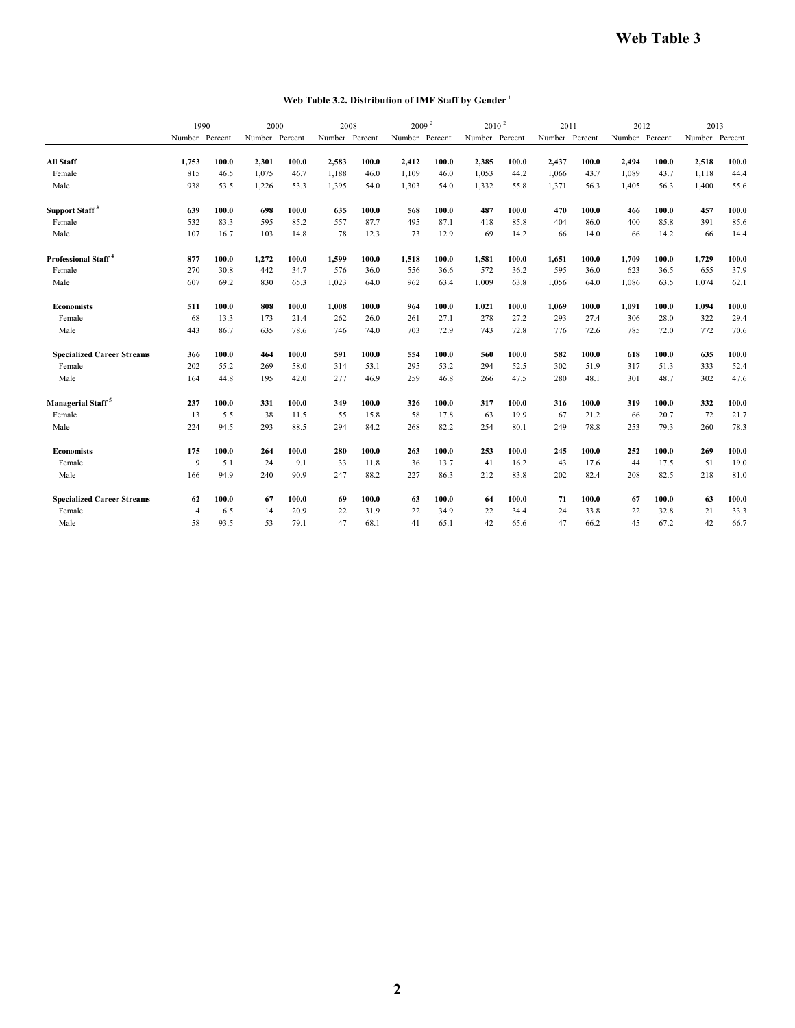# Web Table 3

**Web Table 3.2. Distribution of IMF Staff by Gender** [1]

| | 1990 | | 2000 | | 2008 | | 2009 [2] | | 2010 [2] | | 2011 | | 2012 | | 2013 | |
|---|---|---|---|---|---|---|---|---|---|---|---|---|---|---|---|---|
| | Number | Percent | Number | Percent | Number | Percent | Number | Percent | Number | Percent | Number | Percent | Number | Percent | Number | Percent |
| **All Staff** | **1,753** | **100.0** | **2,301** | **100.0** | **2,583** | **100.0** | **2,412** | **100.0** | **2,385** | **100.0** | **2,437** | **100.0** | **2,494** | **100.0** | **2,518** | **100.0** |
| Female | 815 | 46.5 | 1,075 | 46.7 | 1,188 | 46.0 | 1,109 | 46.0 | 1,053 | 44.2 | 1,066 | 43.7 | 1,089 | 43.7 | 1,118 | 44.4 |
| Male | 938 | 53.5 | 1,226 | 53.3 | 1,395 | 54.0 | 1,303 | 54.0 | 1,332 | 55.8 | 1,371 | 56.3 | 1,405 | 56.3 | 1,400 | 55.6 |
| **Support Staff** [3] | **639** | **100.0** | **698** | **100.0** | **635** | **100.0** | **568** | **100.0** | **487** | **100.0** | **470** | **100.0** | **466** | **100.0** | **457** | **100.0** |
| Female | 532 | 83.3 | 595 | 85.2 | 557 | 87.7 | 495 | 87.1 | 418 | 85.8 | 404 | 86.0 | 400 | 85.8 | 391 | 85.6 |
| Male | 107 | 16.7 | 103 | 14.8 | 78 | 12.3 | 73 | 12.9 | 69 | 14.2 | 66 | 14.0 | 66 | 14.2 | 66 | 14.4 |
| **Professional Staff** [4] | **877** | **100.0** | **1,272** | **100.0** | **1,599** | **100.0** | **1,518** | **100.0** | **1,581** | **100.0** | **1,651** | **100.0** | **1,709** | **100.0** | **1,729** | **100.0** |
| Female | 270 | 30.8 | 442 | 34.7 | 576 | 36.0 | 556 | 36.6 | 572 | 36.2 | 595 | 36.0 | 623 | 36.5 | 655 | 37.9 |
| Male | 607 | 69.2 | 830 | 65.3 | 1,023 | 64.0 | 962 | 63.4 | 1,009 | 63.8 | 1,056 | 64.0 | 1,086 | 63.5 | 1,074 | 62.1 |
| **Economists** | **511** | **100.0** | **808** | **100.0** | **1,008** | **100.0** | **964** | **100.0** | **1,021** | **100.0** | **1,069** | **100.0** | **1,091** | **100.0** | **1,094** | **100.0** |
| Female | 68 | 13.3 | 173 | 21.4 | 262 | 26.0 | 261 | 27.1 | 278 | 27.2 | 293 | 27.4 | 306 | 28.0 | 322 | 29.4 |
| Male | 443 | 86.7 | 635 | 78.6 | 746 | 74.0 | 703 | 72.9 | 743 | 72.8 | 776 | 72.6 | 785 | 72.0 | 772 | 70.6 |
| **Specialized Career Streams** | **366** | **100.0** | **464** | **100.0** | **591** | **100.0** | **554** | **100.0** | **560** | **100.0** | **582** | **100.0** | **618** | **100.0** | **635** | **100.0** |
| Female | 202 | 55.2 | 269 | 58.0 | 314 | 53.1 | 295 | 53.2 | 294 | 52.5 | 302 | 51.9 | 317 | 51.3 | 333 | 52.4 |
| Male | 164 | 44.8 | 195 | 42.0 | 277 | 46.9 | 259 | 46.8 | 266 | 47.5 | 280 | 48.1 | 301 | 48.7 | 302 | 47.6 |
| **Managerial Staff** [5] | **237** | **100.0** | **331** | **100.0** | **349** | **100.0** | **326** | **100.0** | **317** | **100.0** | **316** | **100.0** | **319** | **100.0** | **332** | **100.0** |
| Female | 13 | 5.5 | 38 | 11.5 | 55 | 15.8 | 58 | 17.8 | 63 | 19.9 | 67 | 21.2 | 66 | 20.7 | 72 | 21.7 |
| Male | 224 | 94.5 | 293 | 88.5 | 294 | 84.2 | 268 | 82.2 | 254 | 80.1 | 249 | 78.8 | 253 | 79.3 | 260 | 78.3 |
| **Economists** | **175** | **100.0** | **264** | **100.0** | **280** | **100.0** | **263** | **100.0** | **253** | **100.0** | **245** | **100.0** | **252** | **100.0** | **269** | **100.0** |
| Female | 9 | 5.1 | 24 | 9.1 | 33 | 11.8 | 36 | 13.7 | 41 | 16.2 | 43 | 17.6 | 44 | 17.5 | 51 | 19.0 |
| Male | 166 | 94.9 | 240 | 90.9 | 247 | 88.2 | 227 | 86.3 | 212 | 83.8 | 202 | 82.4 | 208 | 82.5 | 218 | 81.0 |
| **Specialized Career Streams** | **62** | **100.0** | **67** | **100.0** | **69** | **100.0** | **63** | **100.0** | **64** | **100.0** | **71** | **100.0** | **67** | **100.0** | **63** | **100.0** |
| Female | 4 | 6.5 | 14 | 20.9 | 22 | 31.9 | 22 | 34.9 | 22 | 34.4 | 24 | 33.8 | 22 | 32.8 | 21 | 33.3 |
| Male | 58 | 93.5 | 53 | 79.1 | 47 | 68.1 | 41 | 65.1 | 42 | 65.6 | 47 | 66.2 | 45 | 67.2 | 42 | 66.7 |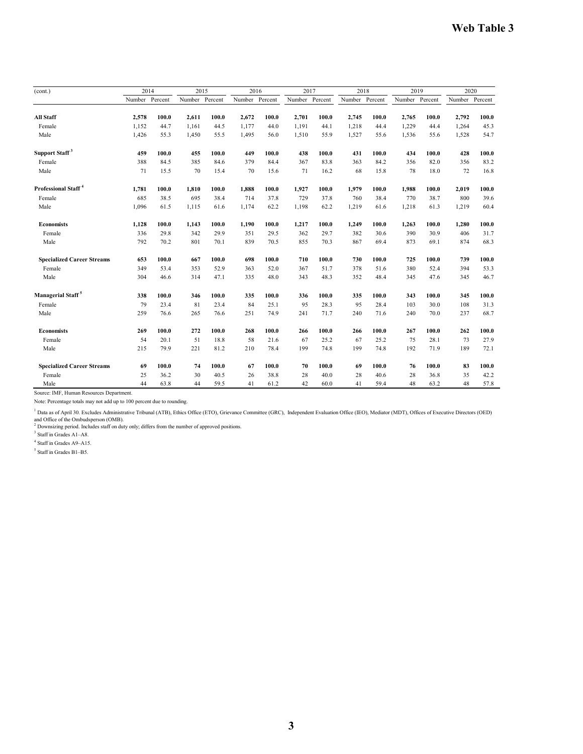# Web Table 3

| (cont.) | 2014 | | 2015 | | 2016 | | 2017 | | 2018 | | 2019 | | 2020 | |
|---|---|---|---|---|---|---|---|---|---|---|---|---|---|---|
| | Number | Percent | Number | Percent | Number | Percent | Number | Percent | Number | Percent | Number | Percent | Number | Percent |
| **All Staff** | **2,578** | **100.0** | **2,611** | **100.0** | **2,672** | **100.0** | **2,701** | **100.0** | **2,745** | **100.0** | **2,765** | **100.0** | **2,792** | **100.0** |
| Female | 1,152 | 44.7 | 1,161 | 44.5 | 1,177 | 44.0 | 1,191 | 44.1 | 1,218 | 44.4 | 1,229 | 44.4 | 1,264 | 45.3 |
| Male | 1,426 | 55.3 | 1,450 | 55.5 | 1,495 | 56.0 | 1,510 | 55.9 | 1,527 | 55.6 | 1,536 | 55.6 | 1,528 | 54.7 |
| **Support Staff [3]** | **459** | **100.0** | **455** | **100.0** | **449** | **100.0** | **438** | **100.0** | **431** | **100.0** | **434** | **100.0** | **428** | **100.0** |
| Female | 388 | 84.5 | 385 | 84.6 | 379 | 84.4 | 367 | 83.8 | 363 | 84.2 | 356 | 82.0 | 356 | 83.2 |
| Male | 71 | 15.5 | 70 | 15.4 | 70 | 15.6 | 71 | 16.2 | 68 | 15.8 | 78 | 18.0 | 72 | 16.8 |
| **Professional Staff [4]** | **1,781** | **100.0** | **1,810** | **100.0** | **1,888** | **100.0** | **1,927** | **100.0** | **1,979** | **100.0** | **1,988** | **100.0** | **2,019** | **100.0** |
| Female | 685 | 38.5 | 695 | 38.4 | 714 | 37.8 | 729 | 37.8 | 760 | 38.4 | 770 | 38.7 | 800 | 39.6 |
| Male | 1,096 | 61.5 | 1,115 | 61.6 | 1,174 | 62.2 | 1,198 | 62.2 | 1,219 | 61.6 | 1,218 | 61.3 | 1,219 | 60.4 |
| **Economists** | **1,128** | **100.0** | **1,143** | **100.0** | **1,190** | **100.0** | **1,217** | **100.0** | **1,249** | **100.0** | **1,263** | **100.0** | **1,280** | **100.0** |
| Female | 336 | 29.8 | 342 | 29.9 | 351 | 29.5 | 362 | 29.7 | 382 | 30.6 | 390 | 30.9 | 406 | 31.7 |
| Male | 792 | 70.2 | 801 | 70.1 | 839 | 70.5 | 855 | 70.3 | 867 | 69.4 | 873 | 69.1 | 874 | 68.3 |
| **Specialized Career Streams** | **653** | **100.0** | **667** | **100.0** | **698** | **100.0** | **710** | **100.0** | **730** | **100.0** | **725** | **100.0** | **739** | **100.0** |
| Female | 349 | 53.4 | 353 | 52.9 | 363 | 52.0 | 367 | 51.7 | 378 | 51.6 | 380 | 52.4 | 394 | 53.3 |
| Male | 304 | 46.6 | 314 | 47.1 | 335 | 48.0 | 343 | 48.3 | 352 | 48.4 | 345 | 47.6 | 345 | 46.7 |
| **Managerial Staff [5]** | **338** | **100.0** | **346** | **100.0** | **335** | **100.0** | **336** | **100.0** | **335** | **100.0** | **343** | **100.0** | **345** | **100.0** |
| Female | 79 | 23.4 | 81 | 23.4 | 84 | 25.1 | 95 | 28.3 | 95 | 28.4 | 103 | 30.0 | 108 | 31.3 |
| Male | 259 | 76.6 | 265 | 76.6 | 251 | 74.9 | 241 | 71.7 | 240 | 71.6 | 240 | 70.0 | 237 | 68.7 |
| **Economists** | **269** | **100.0** | **272** | **100.0** | **268** | **100.0** | **266** | **100.0** | **266** | **100.0** | **267** | **100.0** | **262** | **100.0** |
| Female | 54 | 20.1 | 51 | 18.8 | 58 | 21.6 | 67 | 25.2 | 67 | 25.2 | 75 | 28.1 | 73 | 27.9 |
| Male | 215 | 79.9 | 221 | 81.2 | 210 | 78.4 | 199 | 74.8 | 199 | 74.8 | 192 | 71.9 | 189 | 72.1 |
| **Specialized Career Streams** | **69** | **100.0** | **74** | **100.0** | **67** | **100.0** | **70** | **100.0** | **69** | **100.0** | **76** | **100.0** | **83** | **100.0** |
| Female | 25 | 36.2 | 30 | 40.5 | 26 | 38.8 | 28 | 40.0 | 28 | 40.6 | 28 | 36.8 | 35 | 42.2 |
| Male | 44 | 63.8 | 44 | 59.5 | 41 | 61.2 | 42 | 60.0 | 41 | 59.4 | 48 | 63.2 | 48 | 57.8 |

Source: IMF, Human Resources Department.

Note: Percentage totals may not add up to 100 percent due to rounding.

[1] Data as of April 30. Excludes Administrative Tribunal (ATB), Ethics Office (ETO), Grievance Committee (GRC), Independent Evaluation Office (IEO), Mediator (MDT), Offices of Executive Directors (OED) and Office of the Ombudsperson (OMB).

[2] Downsizing period. Includes staff on duty only; differs from the number of approved positions.

[3] Staff in Grades A1–A8.

[4] Staff in Grades A9–A15.

[5] Staff in Grades B1–B5.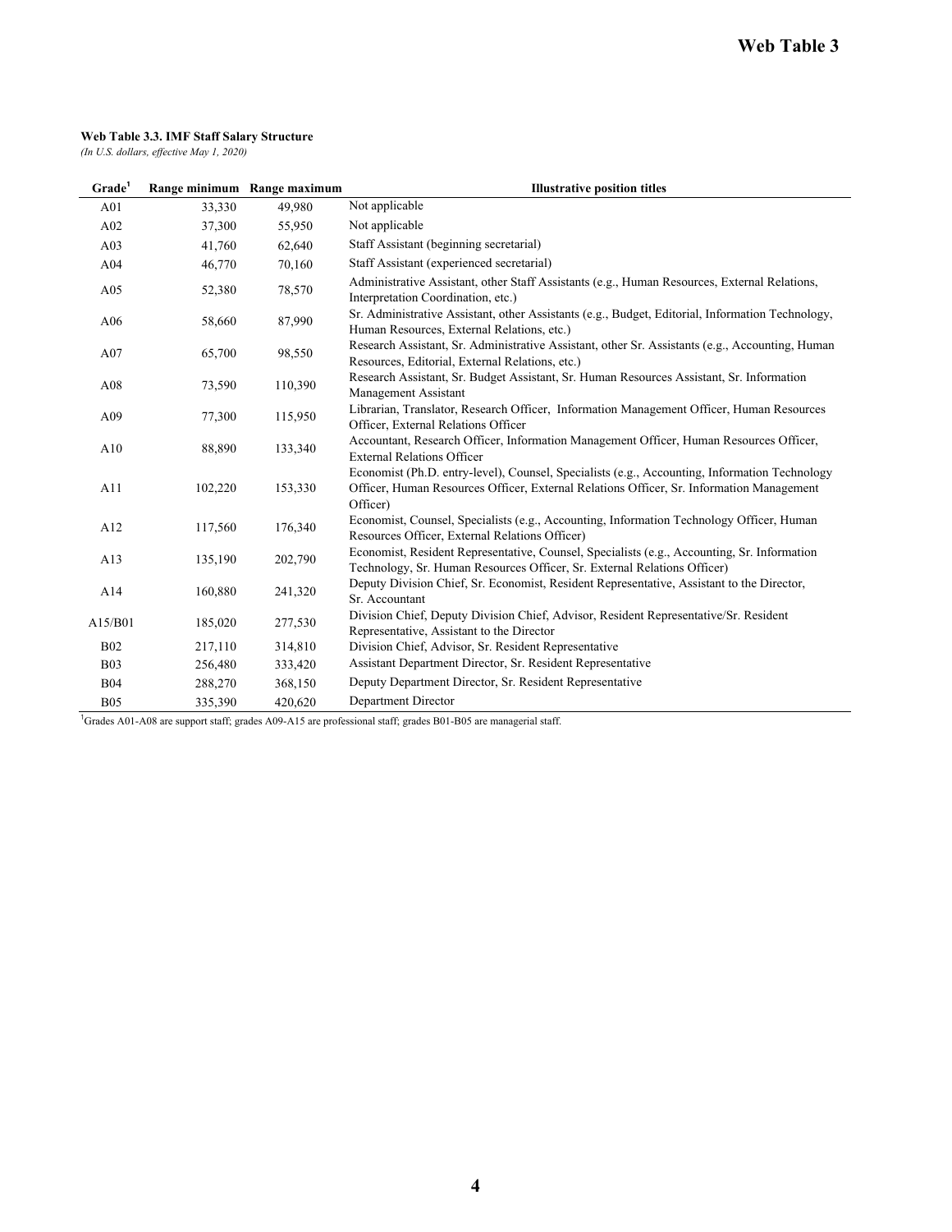# Web Table 3

**Web Table 3.3. IMF Staff Salary Structure**
*(In U.S. dollars, effective May 1, 2020)*

| Grade[1] | Range minimum | Range maximum | Illustrative position titles |
|---|---|---|---|
| A01 | 33,330 | 49,980 | Not applicable |
| A02 | 37,300 | 55,950 | Not applicable |
| A03 | 41,760 | 62,640 | Staff Assistant (beginning secretarial) |
| A04 | 46,770 | 70,160 | Staff Assistant (experienced secretarial) |
| A05 | 52,380 | 78,570 | Administrative Assistant, other Staff Assistants (e.g., Human Resources, External Relations, Interpretation Coordination, etc.) |
| A06 | 58,660 | 87,990 | Sr. Administrative Assistant, other Assistants (e.g., Budget, Editorial, Information Technology, Human Resources, External Relations, etc.) |
| A07 | 65,700 | 98,550 | Research Assistant, Sr. Administrative Assistant, other Sr. Assistants (e.g., Accounting, Human Resources, Editorial, External Relations, etc.) |
| A08 | 73,590 | 110,390 | Research Assistant, Sr. Budget Assistant, Sr. Human Resources Assistant, Sr. Information Management Assistant |
| A09 | 77,300 | 115,950 | Librarian, Translator, Research Officer, Information Management Officer, Human Resources Officer, External Relations Officer |
| A10 | 88,890 | 133,340 | Accountant, Research Officer, Information Management Officer, Human Resources Officer, External Relations Officer |
| A11 | 102,220 | 153,330 | Economist (Ph.D. entry-level), Counsel, Specialists (e.g., Accounting, Information Technology Officer, Human Resources Officer, External Relations Officer, Sr. Information Management Officer) |
| A12 | 117,560 | 176,340 | Economist, Counsel, Specialists (e.g., Accounting, Information Technology Officer, Human Resources Officer, External Relations Officer) |
| A13 | 135,190 | 202,790 | Economist, Resident Representative, Counsel, Specialists (e.g., Accounting, Sr. Information Technology, Sr. Human Resources Officer, Sr. External Relations Officer) |
| A14 | 160,880 | 241,320 | Deputy Division Chief, Sr. Economist, Resident Representative, Assistant to the Director, Sr. Accountant |
| A15/B01 | 185,020 | 277,530 | Division Chief, Deputy Division Chief, Advisor, Resident Representative/Sr. Resident Representative, Assistant to the Director |
| B02 | 217,110 | 314,810 | Division Chief, Advisor, Sr. Resident Representative |
| B03 | 256,480 | 333,420 | Assistant Department Director, Sr. Resident Representative |
| B04 | 288,270 | 368,150 | Deputy Department Director, Sr. Resident Representative |
| B05 | 335,390 | 420,620 | Department Director |

[1]Grades A01-A08 are support staff; grades A09-A15 are professional staff; grades B01-B05 are managerial staff.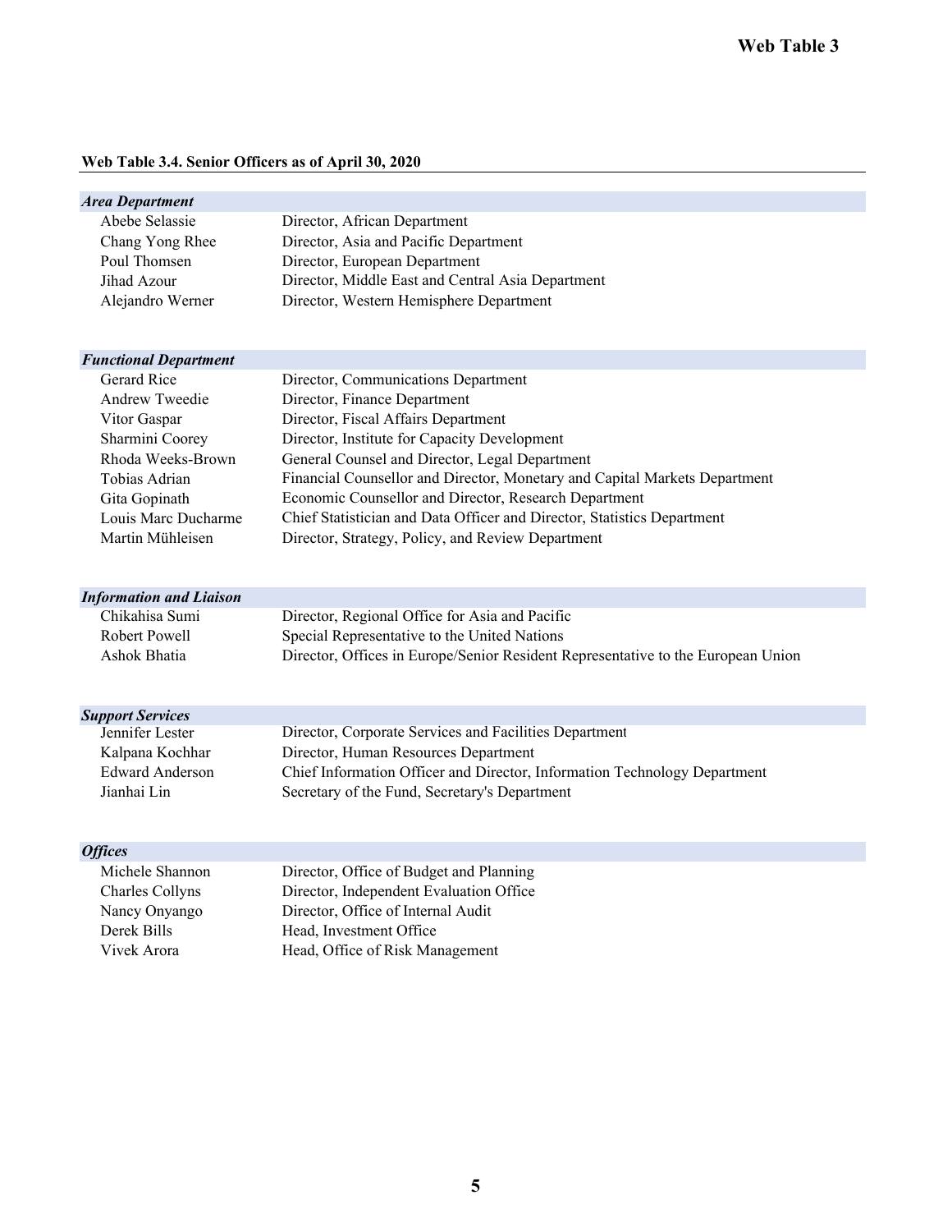# Web Table 3

**Web Table 3.4. Senior Officers as of April 30, 2020**

| ***Area Department*** | |
|---|---|
| Abebe Selassie | Director, African Department |
| Chang Yong Rhee | Director, Asia and Pacific Department |
| Poul Thomsen | Director, European Department |
| Jihad Azour | Director, Middle East and Central Asia Department |
| Alejandro Werner | Director, Western Hemisphere Department |
| ***Functional Department*** | |
| Gerard Rice | Director, Communications Department |
| Andrew Tweedie | Director, Finance Department |
| Vitor Gaspar | Director, Fiscal Affairs Department |
| Sharmini Coorey | Director, Institute for Capacity Development |
| Rhoda Weeks-Brown | General Counsel and Director, Legal Department |
| Tobias Adrian | Financial Counsellor and Director, Monetary and Capital Markets Department |
| Gita Gopinath | Economic Counsellor and Director, Research Department |
| Louis Marc Ducharme | Chief Statistician and Data Officer and Director, Statistics Department |
| Martin Mühleisen | Director, Strategy, Policy, and Review Department |
| ***Information and Liaison*** | |
| Chikahisa Sumi | Director, Regional Office for Asia and Pacific |
| Robert Powell | Special Representative to the United Nations |
| Ashok Bhatia | Director, Offices in Europe/Senior Resident Representative to the European Union |
| ***Support Services*** | |
| Jennifer Lester | Director, Corporate Services and Facilities Department |
| Kalpana Kochhar | Director, Human Resources Department |
| Edward Anderson | Chief Information Officer and Director, Information Technology Department |
| Jianhai Lin | Secretary of the Fund, Secretary's Department |
| ***Offices*** | |
| Michele Shannon | Director, Office of Budget and Planning |
| Charles Collyns | Director, Independent Evaluation Office |
| Nancy Onyango | Director, Office of Internal Audit |
| Derek Bills | Head, Investment Office |
| Vivek Arora | Head, Office of Risk Management |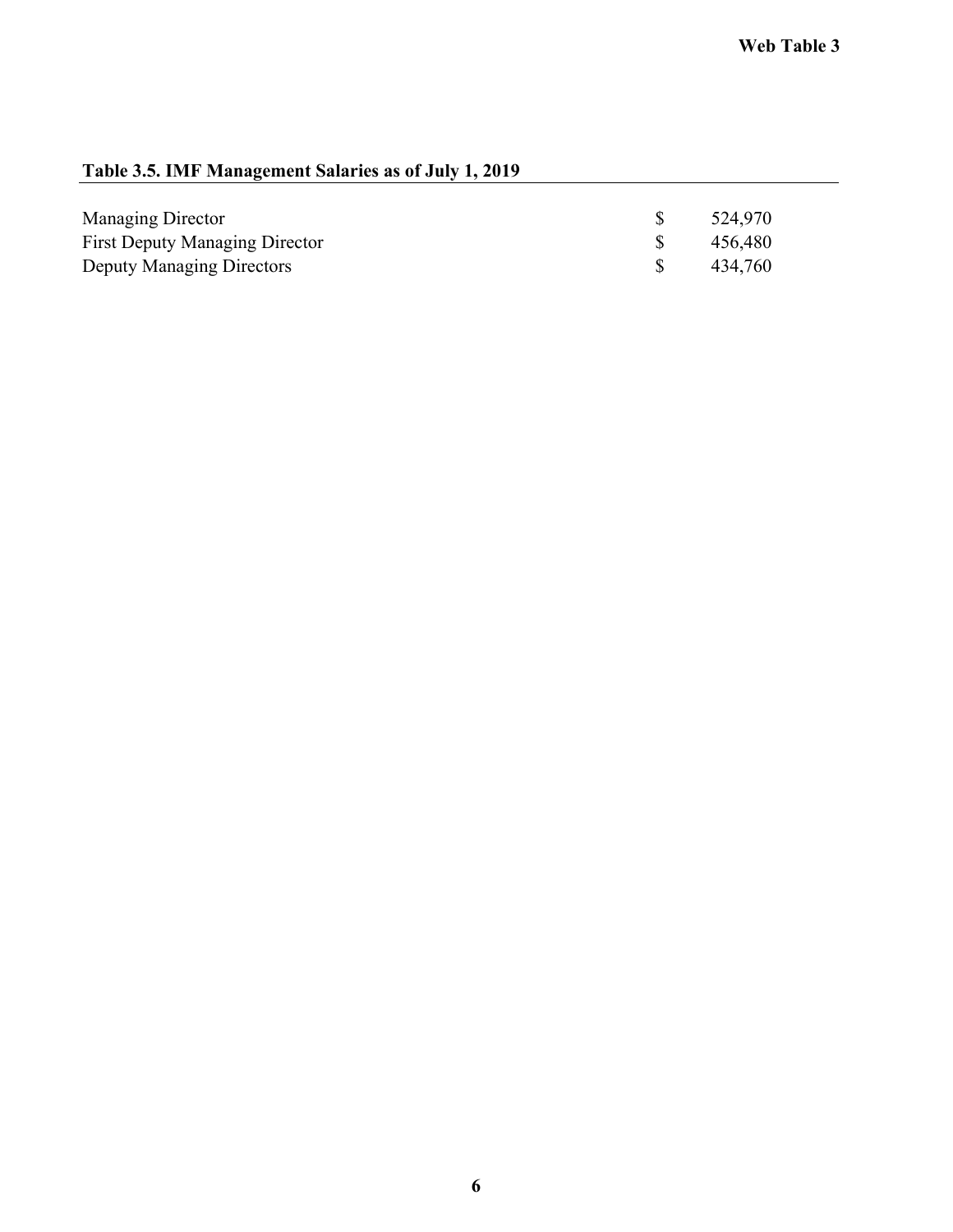Web Table 3

**Table 3.5. IMF Management Salaries as of July 1, 2019**

| | | |
|---|---|---|
| Managing Director | $ | 524,970 |
| First Deputy Managing Director | $ | 456,480 |
| Deputy Managing Directors | $ | 434,760 |